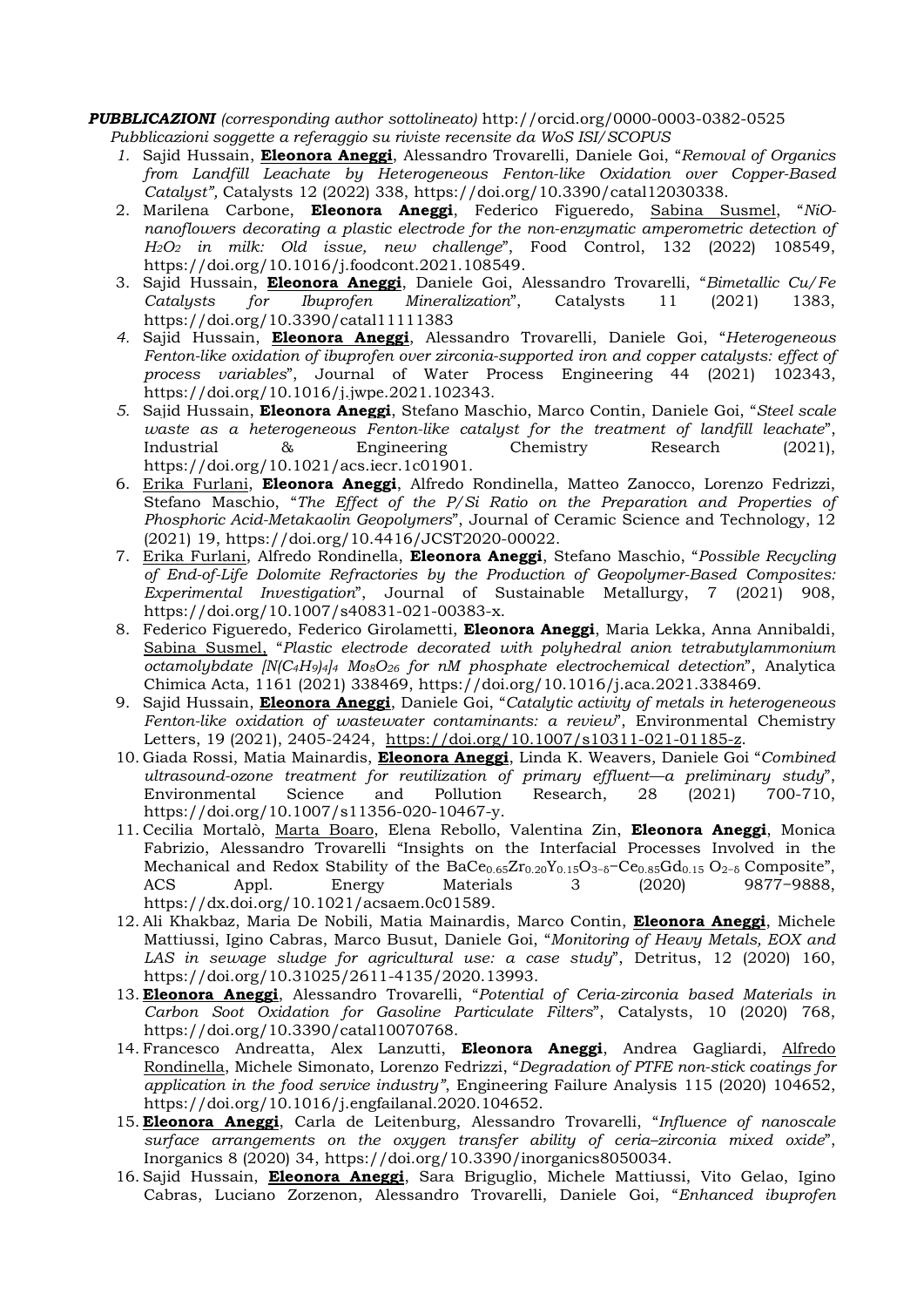***PUBBLICAZIONI*** *(corresponding author sottolineato)* http://orcid.org/0000-0003-0382-0525
*Pubblicazioni soggette a referaggio su riviste recensite da WoS ISI/SCOPUS*

1. Sajid Hussain, **Eleonora Aneggi**, Alessandro Trovarelli, Daniele Goi, "*Removal of Organics from Landfill Leachate by Heterogeneous Fenton-like Oxidation over Copper-Based Catalyst",* Catalysts 12 (2022) 338, https://doi.org/10.3390/catal12030338.
2. Marilena Carbone, **Eleonora Aneggi**, Federico Figueredo, Sabina Susmel, "*NiO-nanoflowers decorating a plastic electrode for the non-enzymatic amperometric detection of $H_2O_2$ in milk: Old issue, new challenge*", Food Control, 132 (2022) 108549, https://doi.org/10.1016/j.foodcont.2021.108549.
3. Sajid Hussain, **Eleonora Aneggi**, Daniele Goi, Alessandro Trovarelli, "*Bimetallic Cu/Fe Catalysts for Ibuprofen Mineralization*", Catalysts 11 (2021) 1383, https://doi.org/10.3390/catal11111383
4. Sajid Hussain, **Eleonora Aneggi**, Alessandro Trovarelli, Daniele Goi, "*Heterogeneous Fenton-like oxidation of ibuprofen over zirconia-supported iron and copper catalysts: effect of process variables*", Journal of Water Process Engineering 44 (2021) 102343, https://doi.org/10.1016/j.jwpe.2021.102343.
5. Sajid Hussain, **Eleonora Aneggi**, Stefano Maschio, Marco Contin, Daniele Goi, "*Steel scale waste as a heterogeneous Fenton-like catalyst for the treatment of landfill leachate*", Industrial & Engineering Chemistry Research (2021), https://doi.org/10.1021/acs.iecr.1c01901.
6. Erika Furlani, **Eleonora Aneggi**, Alfredo Rondinella, Matteo Zanocco, Lorenzo Fedrizzi, Stefano Maschio, "*The Effect of the P/Si Ratio on the Preparation and Properties of Phosphoric Acid-Metakaolin Geopolymers*", Journal of Ceramic Science and Technology, 12 (2021) 19, https://doi.org/10.4416/JCST2020-00022.
7. Erika Furlani, Alfredo Rondinella, **Eleonora Aneggi**, Stefano Maschio, "*Possible Recycling of End-of-Life Dolomite Refractories by the Production of Geopolymer-Based Composites: Experimental Investigation*", Journal of Sustainable Metallurgy, 7 (2021) 908, https://doi.org/10.1007/s40831-021-00383-x.
8. Federico Figueredo, Federico Girolametti, **Eleonora Aneggi**, Maria Lekka, Anna Annibaldi, Sabina Susmel, "*Plastic electrode decorated with polyhedral anion tetrabutylammonium octamolybdate $[N(C_4H_9)_4]_4$ $Mo_8O_{26}$ for nM phosphate electrochemical detection*", Analytica Chimica Acta, 1161 (2021) 338469, https://doi.org/10.1016/j.aca.2021.338469.
9. Sajid Hussain, **Eleonora Aneggi**, Daniele Goi, "*Catalytic activity of metals in heterogeneous Fenton-like oxidation of wastewater contaminants: a review*", Environmental Chemistry Letters, 19 (2021), 2405-2424, https://doi.org/10.1007/s10311-021-01185-z.
10. Giada Rossi, Matia Mainardis, **Eleonora Aneggi**, Linda K. Weavers, Daniele Goi "*Combined ultrasound-ozone treatment for reutilization of primary effluent—a preliminary study*", Environmental Science and Pollution Research, 28 (2021) 700-710, https://doi.org/10.1007/s11356-020-10467-y.
11. Cecilia Mortalò, Marta Boaro, Elena Rebollo, Valentina Zin, **Eleonora Aneggi**, Monica Fabrizio, Alessandro Trovarelli "Insights on the Interfacial Processes Involved in the Mechanical and Redox Stability of the $BaCe_{0.65}Zr_{0.20}Y_{0.15}O_{3-\delta}$–$Ce_{0.85}Gd_{0.15}$ $O_{2-\delta}$ Composite", ACS Appl. Energy Materials 3 (2020) 9877−9888, https://dx.doi.org/10.1021/acsaem.0c01589.
12. Ali Khakbaz, Maria De Nobili, Matia Mainardis, Marco Contin, **Eleonora Aneggi**, Michele Mattiussi, Igino Cabras, Marco Busut, Daniele Goi, "*Monitoring of Heavy Metals, EOX and LAS in sewage sludge for agricultural use: a case study*", Detritus, 12 (2020) 160, https://doi.org/10.31025/2611-4135/2020.13993.
13. **Eleonora Aneggi**, Alessandro Trovarelli, "*Potential of Ceria-zirconia based Materials in Carbon Soot Oxidation for Gasoline Particulate Filters*", Catalysts, 10 (2020) 768, https://doi.org/10.3390/catal10070768.
14. Francesco Andreatta, Alex Lanzutti, **Eleonora Aneggi**, Andrea Gagliardi, Alfredo Rondinella, Michele Simonato, Lorenzo Fedrizzi, "*Degradation of PTFE non-stick coatings for application in the food service industry"*, Engineering Failure Analysis 115 (2020) 104652, https://doi.org/10.1016/j.engfailanal.2020.104652.
15. **Eleonora Aneggi**, Carla de Leitenburg, Alessandro Trovarelli, "*Influence of nanoscale surface arrangements on the oxygen transfer ability of ceria–zirconia mixed oxide*", Inorganics 8 (2020) 34, https://doi.org/10.3390/inorganics8050034.
16. Sajid Hussain, **Eleonora Aneggi**, Sara Briguglio, Michele Mattiussi, Vito Gelao, Igino Cabras, Luciano Zorzenon, Alessandro Trovarelli, Daniele Goi, "*Enhanced ibuprofen*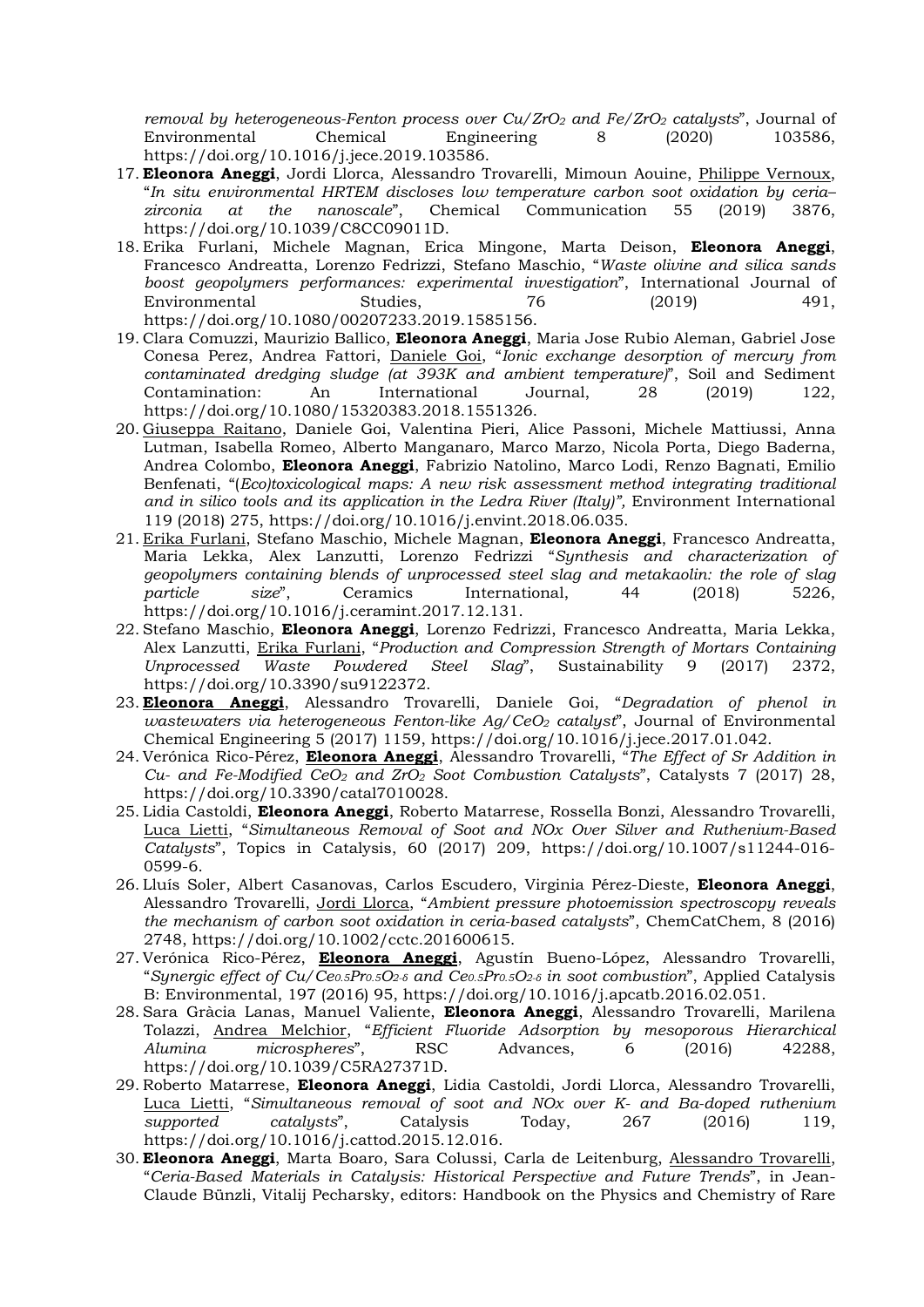*removal by heterogeneous-Fenton process over $Cu/ZrO_2$ and $Fe/ZrO_2$ catalysts*", Journal of Environmental Chemical Engineering 8 (2020) 103586, https://doi.org/10.1016/j.jece.2019.103586.

17. **Eleonora Aneggi**, Jordi Llorca, Alessandro Trovarelli, Mimoun Aouine, Philippe Vernoux, "*In situ environmental HRTEM discloses low temperature carbon soot oxidation by ceria–zirconia at the nanoscale*", Chemical Communication 55 (2019) 3876, https://doi.org/10.1039/C8CC09011D.
18. Erika Furlani, Michele Magnan, Erica Mingone, Marta Deison, **Eleonora Aneggi**, Francesco Andreatta, Lorenzo Fedrizzi, Stefano Maschio, "*Waste olivine and silica sands boost geopolymers performances: experimental investigation*", International Journal of Environmental Studies, 76 (2019) 491, https://doi.org/10.1080/00207233.2019.1585156.
19. Clara Comuzzi, Maurizio Ballico, **Eleonora Aneggi**, Maria Jose Rubio Aleman, Gabriel Jose Conesa Perez, Andrea Fattori, Daniele Goi, "*Ionic exchange desorption of mercury from contaminated dredging sludge (at 393K and ambient temperature)*", Soil and Sediment Contamination: An International Journal, 28 (2019) 122, https://doi.org/10.1080/15320383.2018.1551326.
20. Giuseppa Raitano, Daniele Goi, Valentina Pieri, Alice Passoni, Michele Mattiussi, Anna Lutman, Isabella Romeo, Alberto Manganaro, Marco Marzo, Nicola Porta, Diego Baderna, Andrea Colombo, **Eleonora Aneggi**, Fabrizio Natolino, Marco Lodi, Renzo Bagnati, Emilio Benfenati, "*(Eco)toxicological maps: A new risk assessment method integrating traditional and in silico tools and its application in the Ledra River (Italy)*", Environment International 119 (2018) 275, https://doi.org/10.1016/j.envint.2018.06.035.
21. Erika Furlani, Stefano Maschio, Michele Magnan, **Eleonora Aneggi**, Francesco Andreatta, Maria Lekka, Alex Lanzutti, Lorenzo Fedrizzi "*Synthesis and characterization of geopolymers containing blends of unprocessed steel slag and metakaolin: the role of slag particle size*", Ceramics International, 44 (2018) 5226, https://doi.org/10.1016/j.ceramint.2017.12.131.
22. Stefano Maschio, **Eleonora Aneggi**, Lorenzo Fedrizzi, Francesco Andreatta, Maria Lekka, Alex Lanzutti, Erika Furlani, "*Production and Compression Strength of Mortars Containing Unprocessed Waste Powdered Steel Slag*", Sustainability 9 (2017) 2372, https://doi.org/10.3390/su9122372.
23. **Eleonora Aneggi**, Alessandro Trovarelli, Daniele Goi, "*Degradation of phenol in wastewaters via heterogeneous Fenton-like $Ag/CeO_2$ catalyst*", Journal of Environmental Chemical Engineering 5 (2017) 1159, https://doi.org/10.1016/j.jece.2017.01.042.
24. Verónica Rico-Pérez, **Eleonora Aneggi**, Alessandro Trovarelli, "*The Effect of Sr Addition in Cu- and Fe-Modified $CeO_2$ and $ZrO_2$ Soot Combustion Catalysts*", Catalysts 7 (2017) 28, https://doi.org/10.3390/catal7010028.
25. Lidia Castoldi, **Eleonora Aneggi**, Roberto Matarrese, Rossella Bonzi, Alessandro Trovarelli, Luca Lietti, "*Simultaneous Removal of Soot and NOx Over Silver and Ruthenium-Based Catalysts*", Topics in Catalysis, 60 (2017) 209, https://doi.org/10.1007/s11244-016-0599-6.
26. Lluís Soler, Albert Casanovas, Carlos Escudero, Virginia Pérez-Dieste, **Eleonora Aneggi**, Alessandro Trovarelli, Jordi Llorca, "*Ambient pressure photoemission spectroscopy reveals the mechanism of carbon soot oxidation in ceria-based catalysts*", ChemCatChem, 8 (2016) 2748, https://doi.org/10.1002/cctc.201600615.
27. Verónica Rico-Pérez, **Eleonora Aneggi**, Agustín Bueno-López, Alessandro Trovarelli, "*Synergic effect of $Cu/Ce_{0.5}Pr_{0.5}O_{2-\delta}$ and $Ce_{0.5}Pr_{0.5}O_{2-\delta}$ in soot combustion*", Applied Catalysis B: Environmental, 197 (2016) 95, https://doi.org/10.1016/j.apcatb.2016.02.051.
28. Sara Gràcia Lanas, Manuel Valiente, **Eleonora Aneggi**, Alessandro Trovarelli, Marilena Tolazzi, Andrea Melchior, "*Efficient Fluoride Adsorption by mesoporous Hierarchical Alumina microspheres*", RSC Advances, 6 (2016) 42288, https://doi.org/10.1039/C5RA27371D.
29. Roberto Matarrese, **Eleonora Aneggi**, Lidia Castoldi, Jordi Llorca, Alessandro Trovarelli, Luca Lietti, "*Simultaneous removal of soot and NOx over K- and Ba-doped ruthenium supported catalysts*", Catalysis Today, 267 (2016) 119, https://doi.org/10.1016/j.cattod.2015.12.016.
30. **Eleonora Aneggi**, Marta Boaro, Sara Colussi, Carla de Leitenburg, Alessandro Trovarelli, "*Ceria-Based Materials in Catalysis: Historical Perspective and Future Trends*", in Jean-Claude Bünzli, Vitalij Pecharsky, editors: Handbook on the Physics and Chemistry of Rare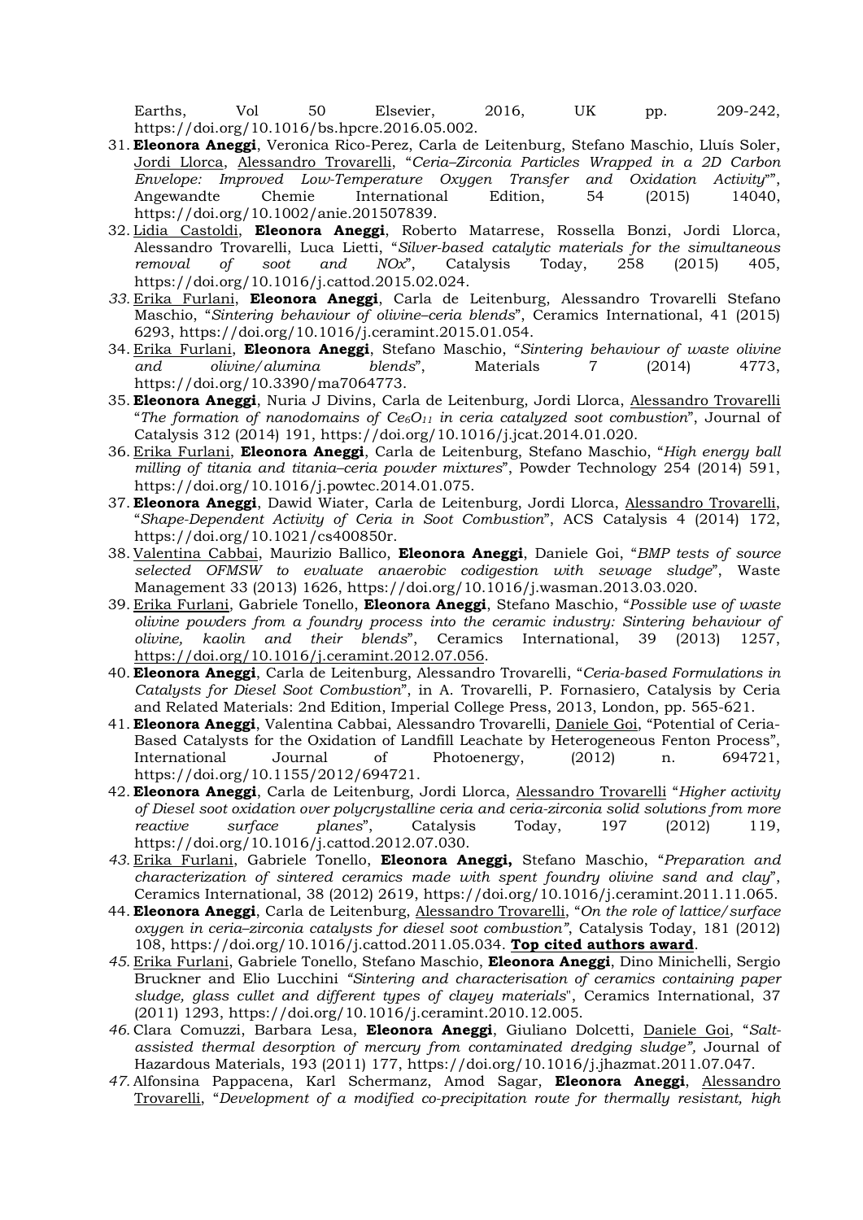Earths, Vol 50 Elsevier, 2016, UK pp. 209-242, https://doi.org/10.1016/bs.hpcre.2016.05.002.

31. **Eleonora Aneggi**, Veronica Rico-Perez, Carla de Leitenburg, Stefano Maschio, Lluís Soler, <u>Jordi Llorca</u>, <u>Alessandro Trovarelli</u>, "*Ceria–Zirconia Particles Wrapped in a 2D Carbon Envelope: Improved Low-Temperature Oxygen Transfer and Oxidation Activity*"", Angewandte Chemie International Edition, 54 (2015) 14040, https://doi.org/10.1002/anie.201507839.
32. <u>Lidia Castoldi</u>, **Eleonora Aneggi**, Roberto Matarrese, Rossella Bonzi, Jordi Llorca, Alessandro Trovarelli, Luca Lietti, "*Silver-based catalytic materials for the simultaneous removal of soot and NOx*", Catalysis Today, 258 (2015) 405, https://doi.org/10.1016/j.cattod.2015.02.024.
33. <u>Erika Furlani</u>, **Eleonora Aneggi**, Carla de Leitenburg, Alessandro Trovarelli Stefano Maschio, "*Sintering behaviour of olivine–ceria blends*", Ceramics International, 41 (2015) 6293, https://doi.org/10.1016/j.ceramint.2015.01.054.
34. <u>Erika Furlani</u>, **Eleonora Aneggi**, Stefano Maschio, "*Sintering behaviour of waste olivine and olivine/alumina blends*", Materials 7 (2014) 4773, https://doi.org/10.3390/ma7064773.
35. **Eleonora Aneggi**, Nuria J Divins, Carla de Leitenburg, Jordi Llorca, <u>Alessandro Trovarelli</u> "*The formation of nanodomains of $Ce_6O_{11}$ in ceria catalyzed soot combustion*", Journal of Catalysis 312 (2014) 191, https://doi.org/10.1016/j.jcat.2014.01.020.
36. <u>Erika Furlani</u>, **Eleonora Aneggi**, Carla de Leitenburg, Stefano Maschio, "*High energy ball milling of titania and titania–ceria powder mixtures*", Powder Technology 254 (2014) 591, https://doi.org/10.1016/j.powtec.2014.01.075.
37. **Eleonora Aneggi**, Dawid Wiater, Carla de Leitenburg, Jordi Llorca, <u>Alessandro Trovarelli</u>, "*Shape-Dependent Activity of Ceria in Soot Combustion*", ACS Catalysis 4 (2014) 172, https://doi.org/10.1021/cs400850r.
38. <u>Valentina Cabbai</u>, Maurizio Ballico, **Eleonora Aneggi**, Daniele Goi, "*BMP tests of source selected OFMSW to evaluate anaerobic codigestion with sewage sludge*", Waste Management 33 (2013) 1626, https://doi.org/10.1016/j.wasman.2013.03.020.
39. <u>Erika Furlani</u>, Gabriele Tonello, **Eleonora Aneggi**, Stefano Maschio, "*Possible use of waste olivine powders from a foundry process into the ceramic industry: Sintering behaviour of olivine, kaolin and their blends*", Ceramics International, 39 (2013) 1257, <u>https://doi.org/10.1016/j.ceramint.2012.07.056</u>.
40. **Eleonora Aneggi**, Carla de Leitenburg, Alessandro Trovarelli, "*Ceria-based Formulations in Catalysts for Diesel Soot Combustion*", in A. Trovarelli, P. Fornasiero, Catalysis by Ceria and Related Materials: 2nd Edition, Imperial College Press, 2013, London, pp. 565-621.
41. **Eleonora Aneggi**, Valentina Cabbai, Alessandro Trovarelli, <u>Daniele Goi</u>, "Potential of Ceria-Based Catalysts for the Oxidation of Landfill Leachate by Heterogeneous Fenton Process", International Journal of Photoenergy, (2012) n. 694721, https://doi.org/10.1155/2012/694721.
42. **Eleonora Aneggi**, Carla de Leitenburg, Jordi Llorca, <u>Alessandro Trovarelli</u> "*Higher activity of Diesel soot oxidation over polycrystalline ceria and ceria-zirconia solid solutions from more reactive surface planes*", Catalysis Today, 197 (2012) 119, https://doi.org/10.1016/j.cattod.2012.07.030.
43. <u>Erika Furlani</u>, Gabriele Tonello, **Eleonora Aneggi,** Stefano Maschio, "*Preparation and characterization of sintered ceramics made with spent foundry olivine sand and clay*", Ceramics International, 38 (2012) 2619, https://doi.org/10.1016/j.ceramint.2011.11.065.
44. **Eleonora Aneggi**, Carla de Leitenburg, <u>Alessandro Trovarelli</u>, "*On the role of lattice/surface oxygen in ceria–zirconia catalysts for diesel soot combustion"*, Catalysis Today, 181 (2012) 108, https://doi.org/10.1016/j.cattod.2011.05.034. <u>**Top cited authors award**</u>.
45. <u>Erika Furlani</u>, Gabriele Tonello, Stefano Maschio, **Eleonora Aneggi**, Dino Minichelli, Sergio Bruckner and Elio Lucchini *"Sintering and characterisation of ceramics containing paper sludge, glass cullet and different types of clayey materials*", Ceramics International, 37 (2011) 1293, https://doi.org/10.1016/j.ceramint.2010.12.005.
46. Clara Comuzzi, Barbara Lesa, **Eleonora Aneggi**, Giuliano Dolcetti, <u>Daniele Goi</u>, "*Salt-assisted thermal desorption of mercury from contaminated dredging sludge",* Journal of Hazardous Materials, 193 (2011) 177, https://doi.org/10.1016/j.jhazmat.2011.07.047.
47. Alfonsina Pappacena, Karl Schermanz, Amod Sagar, **Eleonora Aneggi**, <u>Alessandro Trovarelli</u>, "*Development of a modified co-precipitation route for thermally resistant, high*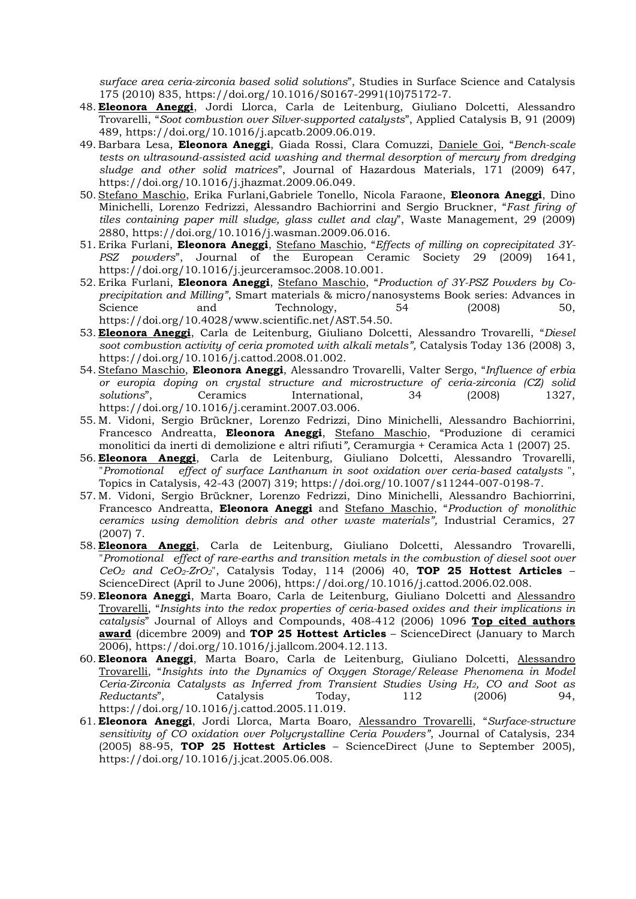*surface area ceria-zirconia based solid solutions*", Studies in Surface Science and Catalysis 175 (2010) 835, https://doi.org/10.1016/S0167-2991(10)75172-7.

48. **Eleonora Aneggi**, Jordi Llorca, Carla de Leitenburg, Giuliano Dolcetti, Alessandro Trovarelli, "*Soot combustion over Silver-supported catalysts*", Applied Catalysis B, 91 (2009) 489, https://doi.org/10.1016/j.apcatb.2009.06.019.
49. Barbara Lesa, **Eleonora Aneggi**, Giada Rossi, Clara Comuzzi, Daniele Goi, "*Bench-scale tests on ultrasound-assisted acid washing and thermal desorption of mercury from dredging sludge and other solid matrices*", Journal of Hazardous Materials, 171 (2009) 647, https://doi.org/10.1016/j.jhazmat.2009.06.049.
50. Stefano Maschio, Erika Furlani,Gabriele Tonello, Nicola Faraone, **Eleonora Aneggi**, Dino Minichelli, Lorenzo Fedrizzi, Alessandro Bachiorrini and Sergio Bruckner, "*Fast firing of tiles containing paper mill sludge, glass cullet and clay*", Waste Management, 29 (2009) 2880, https://doi.org/10.1016/j.wasman.2009.06.016.
51. Erika Furlani, **Eleonora Aneggi**, Stefano Maschio, "*Effects of milling on coprecipitated 3Y-PSZ powders*", Journal of the European Ceramic Society 29 (2009) 1641, https://doi.org/10.1016/j.jeurceramsoc.2008.10.001.
52. Erika Furlani, **Eleonora Aneggi**, Stefano Maschio, "*Production of 3Y-PSZ Powders by Co-precipitation and Milling"*, Smart materials & micro/nanosystems Book series: Advances in Science and Technology, 54 (2008) 50, https://doi.org/10.4028/www.scientific.net/AST.54.50.
53. **Eleonora Aneggi**, Carla de Leitenburg, Giuliano Dolcetti, Alessandro Trovarelli, "*Diesel soot combustion activity of ceria promoted with alkali metals",* Catalysis Today 136 (2008) 3, https://doi.org/10.1016/j.cattod.2008.01.002.
54. Stefano Maschio, **Eleonora Aneggi**, Alessandro Trovarelli, Valter Sergo, "*Influence of erbia or europia doping on crystal structure and microstructure of ceria-zirconia (CZ) solid solutions*", Ceramics International, 34 (2008) 1327, https://doi.org/10.1016/j.ceramint.2007.03.006.
55. M. Vidoni, Sergio Brückner, Lorenzo Fedrizzi, Dino Minichelli, Alessandro Bachiorrini, Francesco Andreatta, **Eleonora Aneggi**, Stefano Maschio, "Produzione di ceramici monolitici da inerti di demolizione e altri rifiuti*",* Ceramurgia + Ceramica Acta 1 (2007) 25.
56. **Eleonora Aneggi**, Carla de Leitenburg, Giuliano Dolcetti, Alessandro Trovarelli, "*Promotional effect of surface Lanthanum in soot oxidation over ceria-based catalysts* ", Topics in Catalysis, 42-43 (2007) 319; https://doi.org/10.1007/s11244-007-0198-7.
57. M. Vidoni, Sergio Brückner, Lorenzo Fedrizzi, Dino Minichelli, Alessandro Bachiorrini, Francesco Andreatta, **Eleonora Aneggi** and Stefano Maschio, "*Production of monolithic ceramics using demolition debris and other waste materials",* Industrial Ceramics, 27 (2007) 7.
58. **Eleonora Aneggi**, Carla de Leitenburg, Giuliano Dolcetti, Alessandro Trovarelli, "*Promotional effect of rare-earths and transition metals in the combustion of diesel soot over $CeO_2$ and $CeO_2$-$ZrO_2$*", Catalysis Today, 114 (2006) 40, **TOP 25 Hottest Articles** – ScienceDirect (April to June 2006), https://doi.org/10.1016/j.cattod.2006.02.008.
59. **Eleonora Aneggi**, Marta Boaro, Carla de Leitenburg, Giuliano Dolcetti and Alessandro Trovarelli, "*Insights into the redox properties of ceria-based oxides and their implications in catalysis*" Journal of Alloys and Compounds, 408-412 (2006) 1096 **Top cited authors award** (dicembre 2009) and **TOP 25 Hottest Articles** – ScienceDirect (January to March 2006), https://doi.org/10.1016/j.jallcom.2004.12.113.
60. **Eleonora Aneggi**, Marta Boaro, Carla de Leitenburg, Giuliano Dolcetti, Alessandro Trovarelli, "*Insights into the Dynamics of Oxygen Storage/Release Phenomena in Model Ceria-Zirconia Catalysts as Inferred from Transient Studies Using $H_2$, CO and Soot as Reductants*", Catalysis Today, 112 (2006) 94, https://doi.org/10.1016/j.cattod.2005.11.019.
61. **Eleonora Aneggi**, Jordi Llorca, Marta Boaro, Alessandro Trovarelli, "*Surface-structure sensitivity of CO oxidation over Polycrystalline Ceria Powders"*, Journal of Catalysis, 234 (2005) 88-95, **TOP 25 Hottest Articles** – ScienceDirect (June to September 2005), https://doi.org/10.1016/j.jcat.2005.06.008.